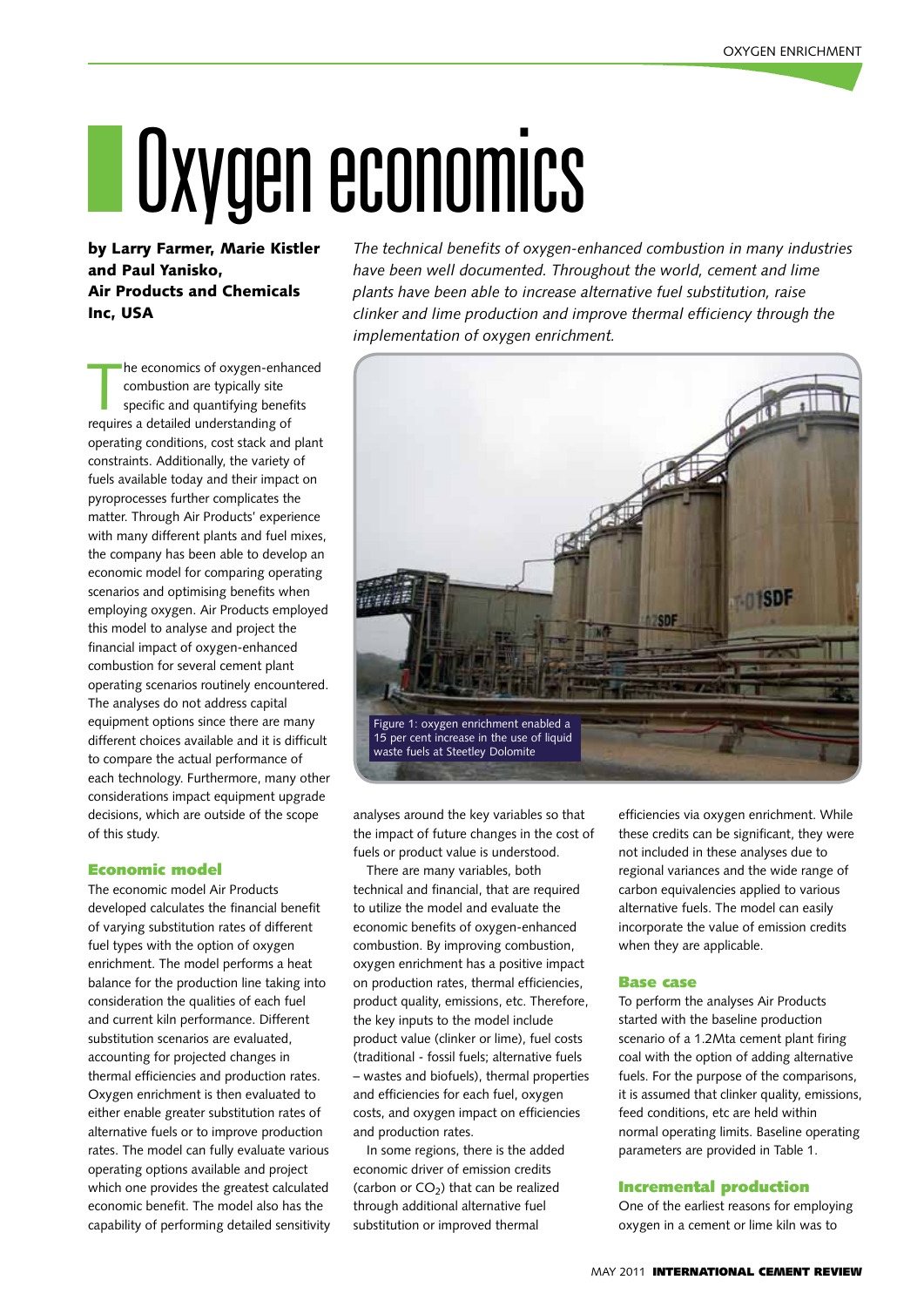# Oxygen economics

**by Larry Farmer, Marie Kistler and Paul Yanisko, Air Products and Chemicals Inc, USA**

*The technical benefits of oxygen-enhanced combustion in many industries have been well documented. Throughout the world, cement and lime plants have been able to increase alternative fuel substitution, raise clinker and lime production and improve thermal efficiency through the implementation of oxygen enrichment.*

The economics of oxygen-enhanced combustion are typically site specific and quantifying benefits requires a detailed understanding of operating conditions, cost stack and plant constraints. Additionally, the variety of fuels available today and their impact on pyroprocesses further complicates the matter. Through Air Products' experience with many different plants and fuel mixes, the company has been able to develop an economic model for comparing operating scenarios and optimising benefits when employing oxygen. Air Products employed this model to analyse and project the financial impact of oxygen-enhanced combustion for several cement plant operating scenarios routinely encountered. The analyses do not address capital equipment options since there are many different choices available and it is difficult to compare the actual performance of each technology. Furthermore, many other considerations impact equipment upgrade decisions, which are outside of the scope of this study.

Figure 1: oxygen enrichment enabled a 15 per cent increase in the use of liquid waste fuels at Steetley Dolomite

## Economic model

The economic model Air Products developed calculates the financial benefit of varying substitution rates of different fuel types with the option of oxygen enrichment. The model performs a heat balance for the production line taking into consideration the qualities of each fuel and current kiln performance. Different substitution scenarios are evaluated, accounting for projected changes in thermal efficiencies and production rates. Oxygen enrichment is then evaluated to either enable greater substitution rates of alternative fuels or to improve production rates. The model can fully evaluate various operating options available and project which one provides the greatest calculated economic benefit. The model also has the capability of performing detailed sensitivity analyses around the key variables so that the impact of future changes in the cost of fuels or product value is understood.

There are many variables, both technical and financial, that are required to utilize the model and evaluate the economic benefits of oxygen-enhanced combustion. By improving combustion, oxygen enrichment has a positive impact on production rates, thermal efficiencies, product quality, emissions, etc. Therefore, the key inputs to the model include product value (clinker or lime), fuel costs (traditional - fossil fuels; alternative fuels – wastes and biofuels), thermal properties and efficiencies for each fuel, oxygen costs, and oxygen impact on efficiencies and production rates.

In some regions, there is the added economic driver of emission credits (carbon or $CO_2$) that can be realized through additional alternative fuel substitution or improved thermal efficiencies via oxygen enrichment. While these credits can be significant, they were not included in these analyses due to regional variances and the wide range of carbon equivalencies applied to various alternative fuels. The model can easily incorporate the value of emission credits when they are applicable.

## Base case

To perform the analyses Air Products started with the baseline production scenario of a 1.2Mta cement plant firing coal with the option of adding alternative fuels. For the purpose of the comparisons, it is assumed that clinker quality, emissions, feed conditions, etc are held within normal operating limits. Baseline operating parameters are provided in Table 1.

## Incremental production

One of the earliest reasons for employing oxygen in a cement or lime kiln was to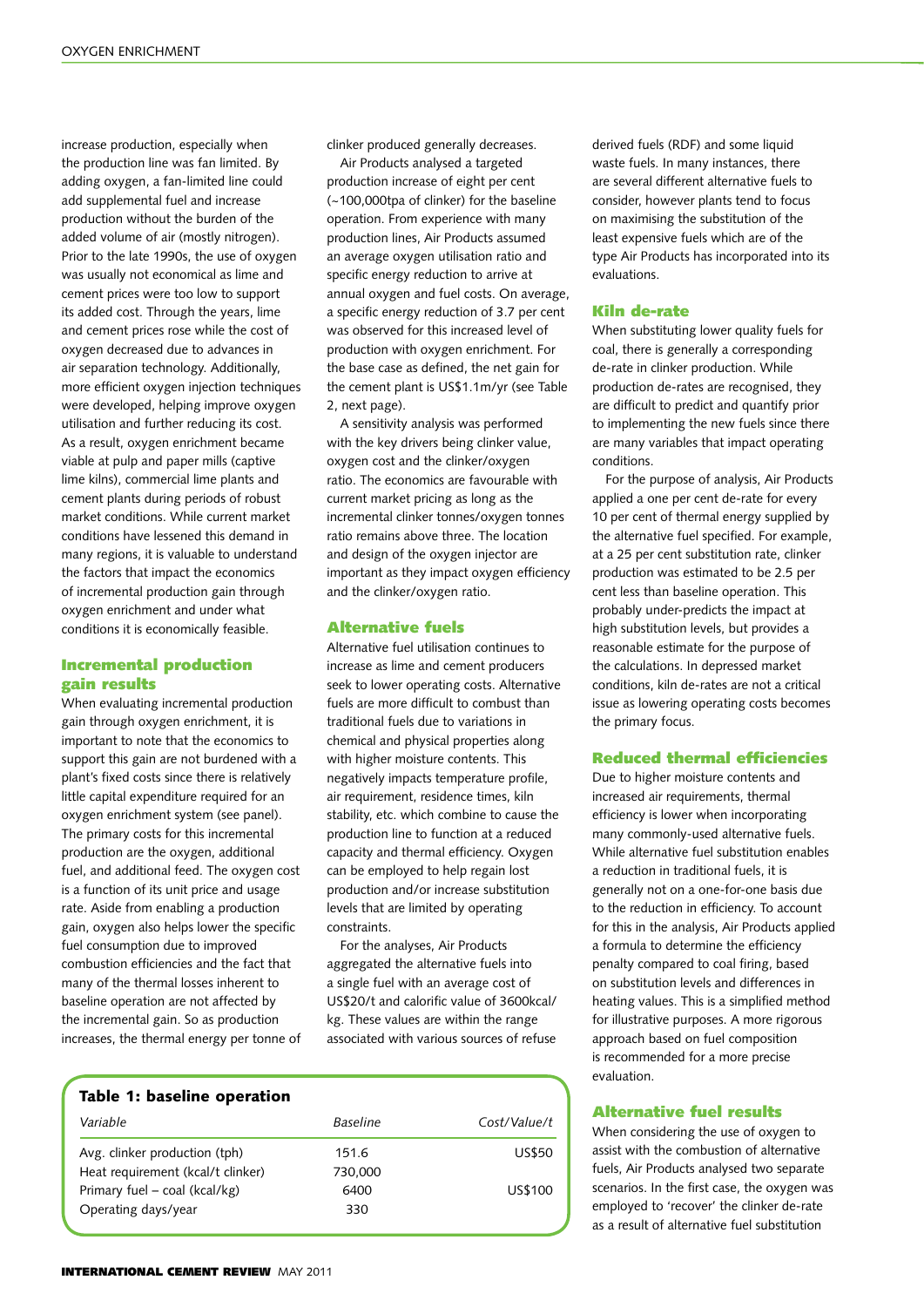increase production, especially when the production line was fan limited. By adding oxygen, a fan-limited line could add supplemental fuel and increase production without the burden of the added volume of air (mostly nitrogen). Prior to the late 1990s, the use of oxygen was usually not economical as lime and cement prices were too low to support its added cost. Through the years, lime and cement prices rose while the cost of oxygen decreased due to advances in air separation technology. Additionally, more efficient oxygen injection techniques were developed, helping improve oxygen utilisation and further reducing its cost. As a result, oxygen enrichment became viable at pulp and paper mills (captive lime kilns), commercial lime plants and cement plants during periods of robust market conditions. While current market conditions have lessened this demand in many regions, it is valuable to understand the factors that impact the economics of incremental production gain through oxygen enrichment and under what conditions it is economically feasible.

## Incremental production gain results

When evaluating incremental production gain through oxygen enrichment, it is important to note that the economics to support this gain are not burdened with a plant's fixed costs since there is relatively little capital expenditure required for an oxygen enrichment system (see panel). The primary costs for this incremental production are the oxygen, additional fuel, and additional feed. The oxygen cost is a function of its unit price and usage rate. Aside from enabling a production gain, oxygen also helps lower the specific fuel consumption due to improved combustion efficiencies and the fact that many of the thermal losses inherent to baseline operation are not affected by the incremental gain. So as production increases, the thermal energy per tonne of clinker produced generally decreases.

Air Products analysed a targeted production increase of eight per cent (~100,000tpa of clinker) for the baseline operation. From experience with many production lines, Air Products assumed an average oxygen utilisation ratio and specific energy reduction to arrive at annual oxygen and fuel costs. On average, a specific energy reduction of 3.7 per cent was observed for this increased level of production with oxygen enrichment. For the base case as defined, the net gain for the cement plant is US$1.1m/yr (see Table 2, next page).

A sensitivity analysis was performed with the key drivers being clinker value, oxygen cost and the clinker/oxygen ratio. The economics are favourable with current market pricing as long as the incremental clinker tonnes/oxygen tonnes ratio remains above three. The location and design of the oxygen injector are important as they impact oxygen efficiency and the clinker/oxygen ratio.

## Alternative fuels

Alternative fuel utilisation continues to increase as lime and cement producers seek to lower operating costs. Alternative fuels are more difficult to combust than traditional fuels due to variations in chemical and physical properties along with higher moisture contents. This negatively impacts temperature profile, air requirement, residence times, kiln stability, etc. which combine to cause the production line to function at a reduced capacity and thermal efficiency. Oxygen can be employed to help regain lost production and/or increase substitution levels that are limited by operating constraints.

For the analyses, Air Products aggregated the alternative fuels into a single fuel with an average cost of US$20/t and calorific value of 3600kcal/kg. These values are within the range associated with various sources of refuse derived fuels (RDF) and some liquid waste fuels. In many instances, there are several different alternative fuels to consider, however plants tend to focus on maximising the substitution of the least expensive fuels which are of the type Air Products has incorporated into its evaluations.

**Table 1: baseline operation**

| *Variable* | *Baseline* | *Cost/Value/t* |
|---|---|---|
| Avg. clinker production (tph) | 151.6 | US$50 |
| Heat requirement (kcal/t clinker) | 730,000 | |
| Primary fuel – coal (kcal/kg) | 6400 | US$100 |
| Operating days/year | 330 | |

## Kiln de-rate

When substituting lower quality fuels for coal, there is generally a corresponding de-rate in clinker production. While production de-rates are recognised, they are difficult to predict and quantify prior to implementing the new fuels since there are many variables that impact operating conditions.

For the purpose of analysis, Air Products applied a one per cent de-rate for every 10 per cent of thermal energy supplied by the alternative fuel specified. For example, at a 25 per cent substitution rate, clinker production was estimated to be 2.5 per cent less than baseline operation. This probably under-predicts the impact at high substitution levels, but provides a reasonable estimate for the purpose of the calculations. In depressed market conditions, kiln de-rates are not a critical issue as lowering operating costs becomes the primary focus.

## Reduced thermal efficiencies

Due to higher moisture contents and increased air requirements, thermal efficiency is lower when incorporating many commonly-used alternative fuels. While alternative fuel substitution enables a reduction in traditional fuels, it is generally not on a one-for-one basis due to the reduction in efficiency. To account for this in the analysis, Air Products applied a formula to determine the efficiency penalty compared to coal firing, based on substitution levels and differences in heating values. This is a simplified method for illustrative purposes. A more rigorous approach based on fuel composition is recommended for a more precise evaluation.

## Alternative fuel results

When considering the use of oxygen to assist with the combustion of alternative fuels, Air Products analysed two separate scenarios. In the first case, the oxygen was employed to 'recover' the clinker de-rate as a result of alternative fuel substitution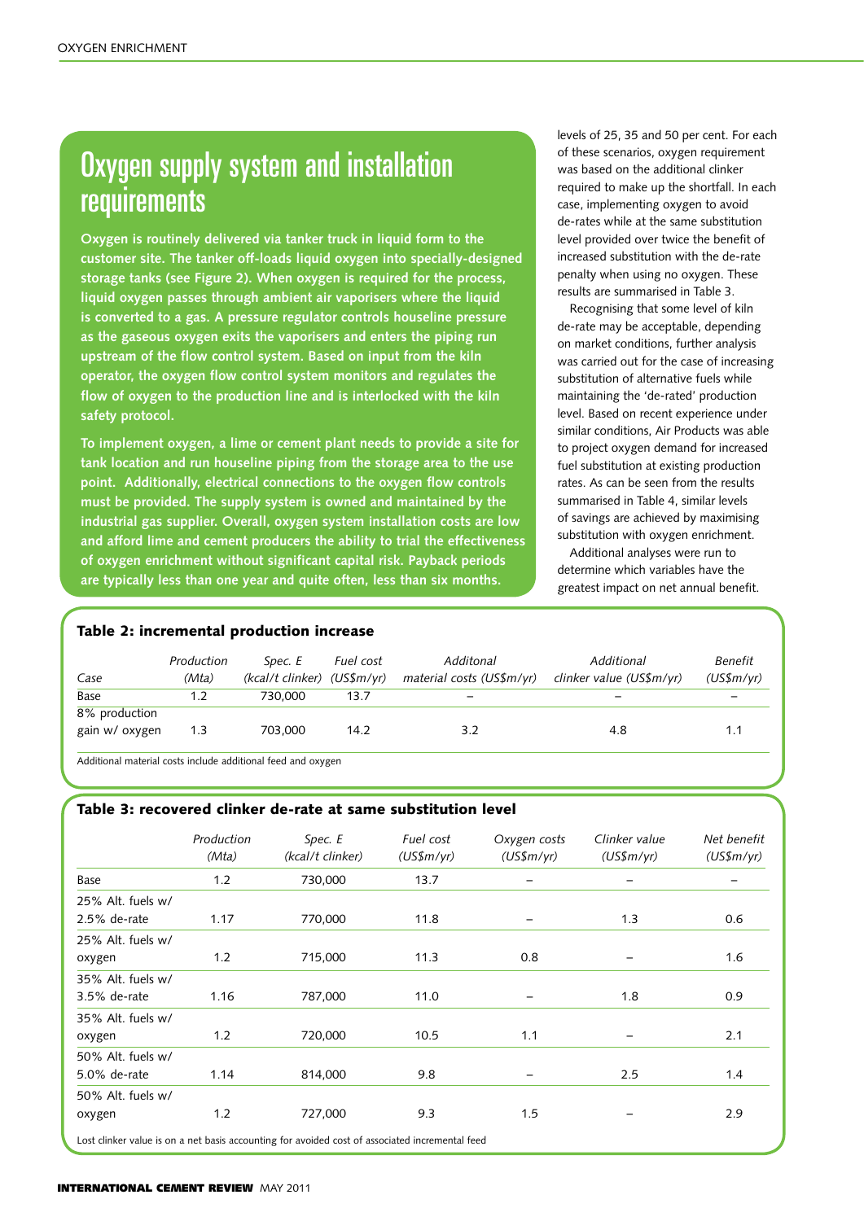## Oxygen supply system and installation requirements

**Oxygen is routinely delivered via tanker truck in liquid form to the customer site. The tanker off-loads liquid oxygen into specially-designed storage tanks (see Figure 2). When oxygen is required for the process, liquid oxygen passes through ambient air vaporisers where the liquid is converted to a gas. A pressure regulator controls houseline pressure as the gaseous oxygen exits the vaporisers and enters the piping run upstream of the flow control system. Based on input from the kiln operator, the oxygen flow control system monitors and regulates the flow of oxygen to the production line and is interlocked with the kiln safety protocol.**

**To implement oxygen, a lime or cement plant needs to provide a site for tank location and run houseline piping from the storage area to the use point. Additionally, electrical connections to the oxygen flow controls must be provided. The supply system is owned and maintained by the industrial gas supplier. Overall, oxygen system installation costs are low and afford lime and cement producers the ability to trial the effectiveness of oxygen enrichment without significant capital risk. Payback periods are typically less than one year and quite often, less than six months.**

levels of 25, 35 and 50 per cent. For each of these scenarios, oxygen requirement was based on the additional clinker required to make up the shortfall. In each case, implementing oxygen to avoid de-rates while at the same substitution level provided over twice the benefit of increased substitution with the de-rate penalty when using no oxygen. These results are summarised in Table 3.

Recognising that some level of kiln de-rate may be acceptable, depending on market conditions, further analysis was carried out for the case of increasing substitution of alternative fuels while maintaining the 'de-rated' production level. Based on recent experience under similar conditions, Air Products was able to project oxygen demand for increased fuel substitution at existing production rates. As can be seen from the results summarised in Table 4, similar levels of savings are achieved by maximising substitution with oxygen enrichment.

Additional analyses were run to determine which variables have the greatest impact on net annual benefit.

**Table 2: incremental production increase**

| Case | Production (Mta) | Spec. E (kcal/t clinker) | Fuel cost (US\$m/yr) | Additonal material costs (US\$m/yr) | Additional clinker value (US\$m/yr) | Benefit (US\$m/yr) |
|---|---|---|---|---|---|---|
| Base | 1.2 | 730,000 | 13.7 | – | – | – |
| 8% production gain w/ oxygen | 1.3 | 703,000 | 14.2 | 3.2 | 4.8 | 1.1 |

Additional material costs include additional feed and oxygen

**Table 3: recovered clinker de-rate at same substitution level**

| | Production (Mta) | Spec. E (kcal/t clinker) | Fuel cost (US\$m/yr) | Oxygen costs (US\$m/yr) | Clinker value (US\$m/yr) | Net benefit (US\$m/yr) |
|---|---|---|---|---|---|---|
| Base | 1.2 | 730,000 | 13.7 | – | – | – |
| 25% Alt. fuels w/ 2.5% de-rate | 1.17 | 770,000 | 11.8 | – | 1.3 | 0.6 |
| 25% Alt. fuels w/ oxygen | 1.2 | 715,000 | 11.3 | 0.8 | – | 1.6 |
| 35% Alt. fuels w/ 3.5% de-rate | 1.16 | 787,000 | 11.0 | – | 1.8 | 0.9 |
| 35% Alt. fuels w/ oxygen | 1.2 | 720,000 | 10.5 | 1.1 | – | 2.1 |
| 50% Alt. fuels w/ 5.0% de-rate | 1.14 | 814,000 | 9.8 | – | 2.5 | 1.4 |
| 50% Alt. fuels w/ oxygen | 1.2 | 727,000 | 9.3 | 1.5 | – | 2.9 |

Lost clinker value is on a net basis accounting for avoided cost of associated incremental feed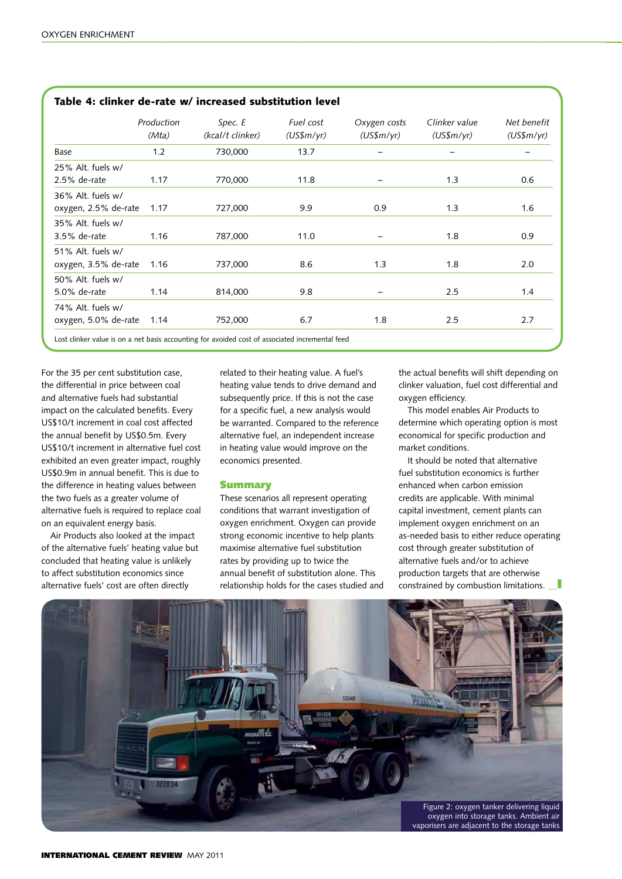**Table 4: clinker de-rate w/ increased substitution level**

| | Production (Mta) | Spec. E (kcal/t clinker) | Fuel cost (US\$m/yr) | Oxygen costs (US\$m/yr) | Clinker value (US\$m/yr) | Net benefit (US\$m/yr) |
|---|---|---|---|---|---|---|
| Base | 1.2 | 730,000 | 13.7 | – | – | – |
| 25% Alt. fuels w/ 2.5% de-rate | 1.17 | 770,000 | 11.8 | – | 1.3 | 0.6 |
| 36% Alt. fuels w/ oxygen, 2.5% de-rate | 1.17 | 727,000 | 9.9 | 0.9 | 1.3 | 1.6 |
| 35% Alt. fuels w/ 3.5% de-rate | 1.16 | 787,000 | 11.0 | – | 1.8 | 0.9 |
| 51% Alt. fuels w/ oxygen, 3.5% de-rate | 1.16 | 737,000 | 8.6 | 1.3 | 1.8 | 2.0 |
| 50% Alt. fuels w/ 5.0% de-rate | 1.14 | 814,000 | 9.8 | – | 2.5 | 1.4 |
| 74% Alt. fuels w/ oxygen, 5.0% de-rate | 1.14 | 752,000 | 6.7 | 1.8 | 2.5 | 2.7 |

Lost clinker value is on a net basis accounting for avoided cost of associated incremental feed

For the 35 per cent substitution case, the differential in price between coal and alternative fuels had substantial impact on the calculated benefits. Every US\$10/t increment in coal cost affected the annual benefit by US\$0.5m. Every US\$10/t increment in alternative fuel cost exhibited an even greater impact, roughly US\$0.9m in annual benefit. This is due to the difference in heating values between the two fuels as a greater volume of alternative fuels is required to replace coal on an equivalent energy basis.

Air Products also looked at the impact of the alternative fuels' heating value but concluded that heating value is unlikely to affect substitution economics since alternative fuels' cost are often directly related to their heating value. A fuel's heating value tends to drive demand and subsequently price. If this is not the case for a specific fuel, a new analysis would be warranted. Compared to the reference alternative fuel, an independent increase in heating value would improve on the economics presented.

## Summary

These scenarios all represent operating conditions that warrant investigation of oxygen enrichment. Oxygen can provide strong economic incentive to help plants maximise alternative fuel substitution rates by providing up to twice the annual benefit of substitution alone. This relationship holds for the cases studied and the actual benefits will shift depending on clinker valuation, fuel cost differential and oxygen efficiency.

This model enables Air Products to determine which operating option is most economical for specific production and market conditions.

It should be noted that alternative fuel substitution economics is further enhanced when carbon emission credits are applicable. With minimal capital investment, cement plants can implement oxygen enrichment on an as-needed basis to either reduce operating cost through greater substitution of alternative fuels and/or to achieve production targets that are otherwise constrained by combustion limitations.

Figure 2: oxygen tanker delivering liquid oxygen into storage tanks. Ambient air vaporisers are adjacent to the storage tanks